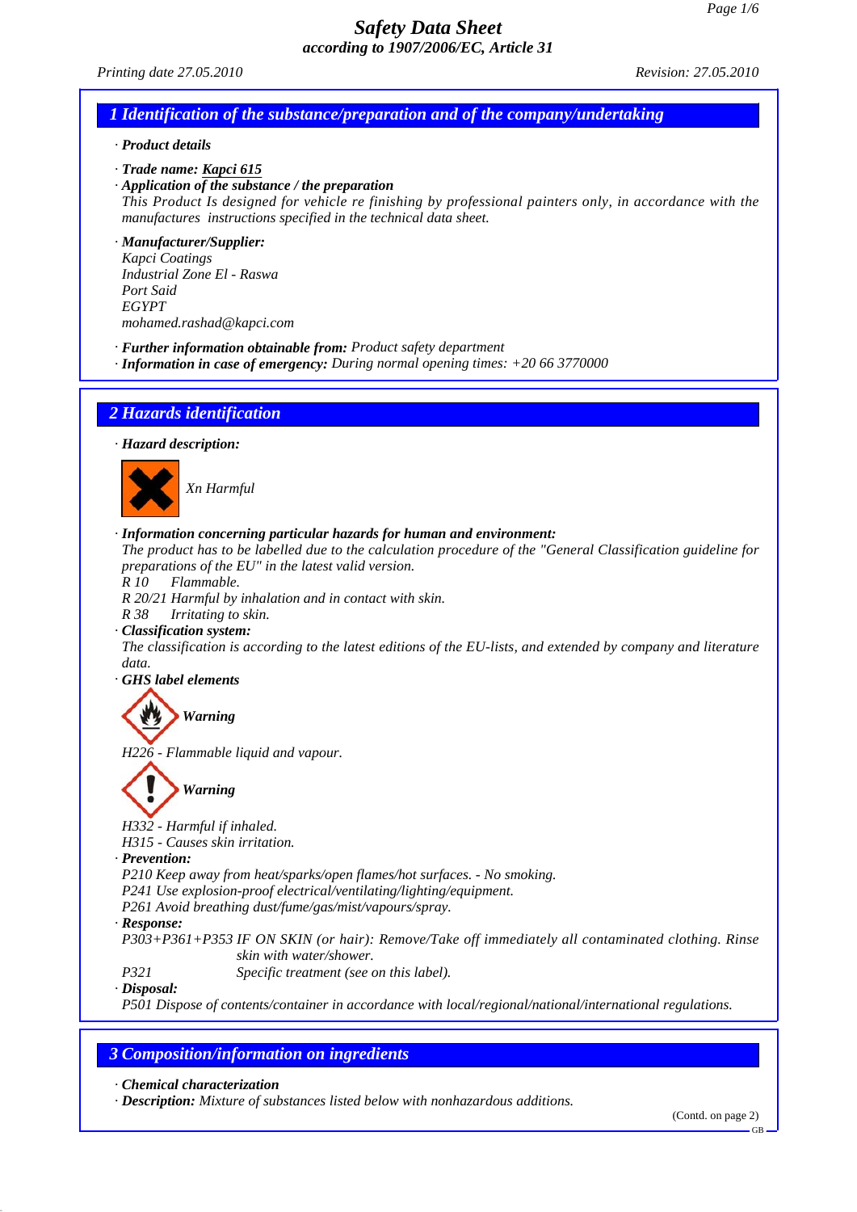# Safety Data Sheet
**according to 1907/2006/EC, Article 31**

*Printing date 27.05.2010* *Revision: 27.05.2010*

## 1 Identification of the substance/preparation and of the company/undertaking

· **Product details**

· **Trade name: Kapci 615**

· **Application of the substance / the preparation**
This Product Is designed for vehicle re finishing by professional painters only, in accordance with the manufactures instructions specified in the technical data sheet.

· **Manufacturer/Supplier:**
Kapci Coatings
Industrial Zone El - Raswa
Port Said
EGYPT
mohamed.rashad@kapci.com

· **Further information obtainable from:** Product safety department
· **Information in case of emergency:** During normal opening times: +20 66 3770000

## 2 Hazards identification

· **Hazard description:**

Xn Harmful

· **Information concerning particular hazards for human and environment:**
The product has to be labelled due to the calculation procedure of the "General Classification guideline for preparations of the EU" in the latest valid version.
R 10 Flammable.
R 20/21 Harmful by inhalation and in contact with skin.
R 38 Irritating to skin.

· **Classification system:**
The classification is according to the latest editions of the EU-lists, and extended by company and literature data.

· **GHS label elements**

Warning

H226 - Flammable liquid and vapour.

Warning

H332 - Harmful if inhaled.
H315 - Causes skin irritation.

· **Prevention:**
P210 Keep away from heat/sparks/open flames/hot surfaces. - No smoking.
P241 Use explosion-proof electrical/ventilating/lighting/equipment.
P261 Avoid breathing dust/fume/gas/mist/vapours/spray.

· **Response:**
P303+P361+P353 IF ON SKIN (or hair): Remove/Take off immediately all contaminated clothing. Rinse skin with water/shower.
P321 Specific treatment (see on this label).

· **Disposal:**
P501 Dispose of contents/container in accordance with local/regional/national/international regulations.

## 3 Composition/information on ingredients

· **Chemical characterization**
· **Description:** Mixture of substances listed below with nonhazardous additions.

(Contd. on page 2)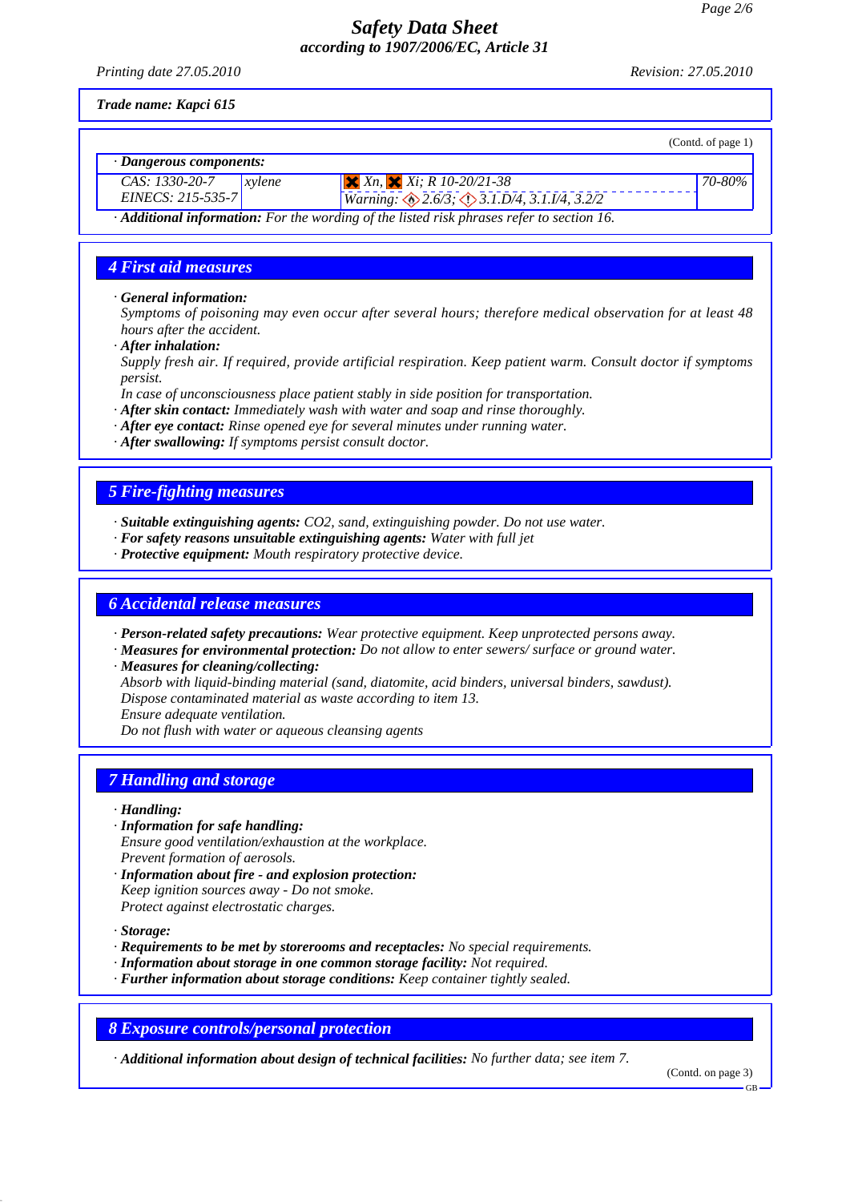**Trade name: Kapci 615**

(Contd. of page 1)

| · Dangerous components: | | | |
|---|---|---|---|
| CAS: 1330-20-7<br>EINECS: 215-535-7 | xylene | Xn, Xi; R 10-20/21-38<br>Warning: 2.6/3; 3.1.D/4, 3.1.I/4, 3.2/2 | 70-80% |

· **Additional information:** For the wording of the listed risk phrases refer to section 16.

## 4 First aid measures

· **General information:**
Symptoms of poisoning may even occur after several hours; therefore medical observation for at least 48 hours after the accident.

· **After inhalation:**
Supply fresh air. If required, provide artificial respiration. Keep patient warm. Consult doctor if symptoms persist.
In case of unconsciousness place patient stably in side position for transportation.

· **After skin contact:** Immediately wash with water and soap and rinse thoroughly.

· **After eye contact:** Rinse opened eye for several minutes under running water.

· **After swallowing:** If symptoms persist consult doctor.

## 5 Fire-fighting measures

· **Suitable extinguishing agents:** CO2, sand, extinguishing powder. Do not use water.

· **For safety reasons unsuitable extinguishing agents:** Water with full jet

· **Protective equipment:** Mouth respiratory protective device.

## 6 Accidental release measures

· **Person-related safety precautions:** Wear protective equipment. Keep unprotected persons away.

· **Measures for environmental protection:** Do not allow to enter sewers/ surface or ground water.

· **Measures for cleaning/collecting:**
Absorb with liquid-binding material (sand, diatomite, acid binders, universal binders, sawdust).
Dispose contaminated material as waste according to item 13.
Ensure adequate ventilation.
Do not flush with water or aqueous cleansing agents

## 7 Handling and storage

· **Handling:**

· **Information for safe handling:**
Ensure good ventilation/exhaustion at the workplace.
Prevent formation of aerosols.

· **Information about fire - and explosion protection:**
Keep ignition sources away - Do not smoke.
Protect against electrostatic charges.

· **Storage:**

· **Requirements to be met by storerooms and receptacles:** No special requirements.

· **Information about storage in one common storage facility:** Not required.

· **Further information about storage conditions:** Keep container tightly sealed.

## 8 Exposure controls/personal protection

· **Additional information about design of technical facilities:** No further data; see item 7.

(Contd. on page 3)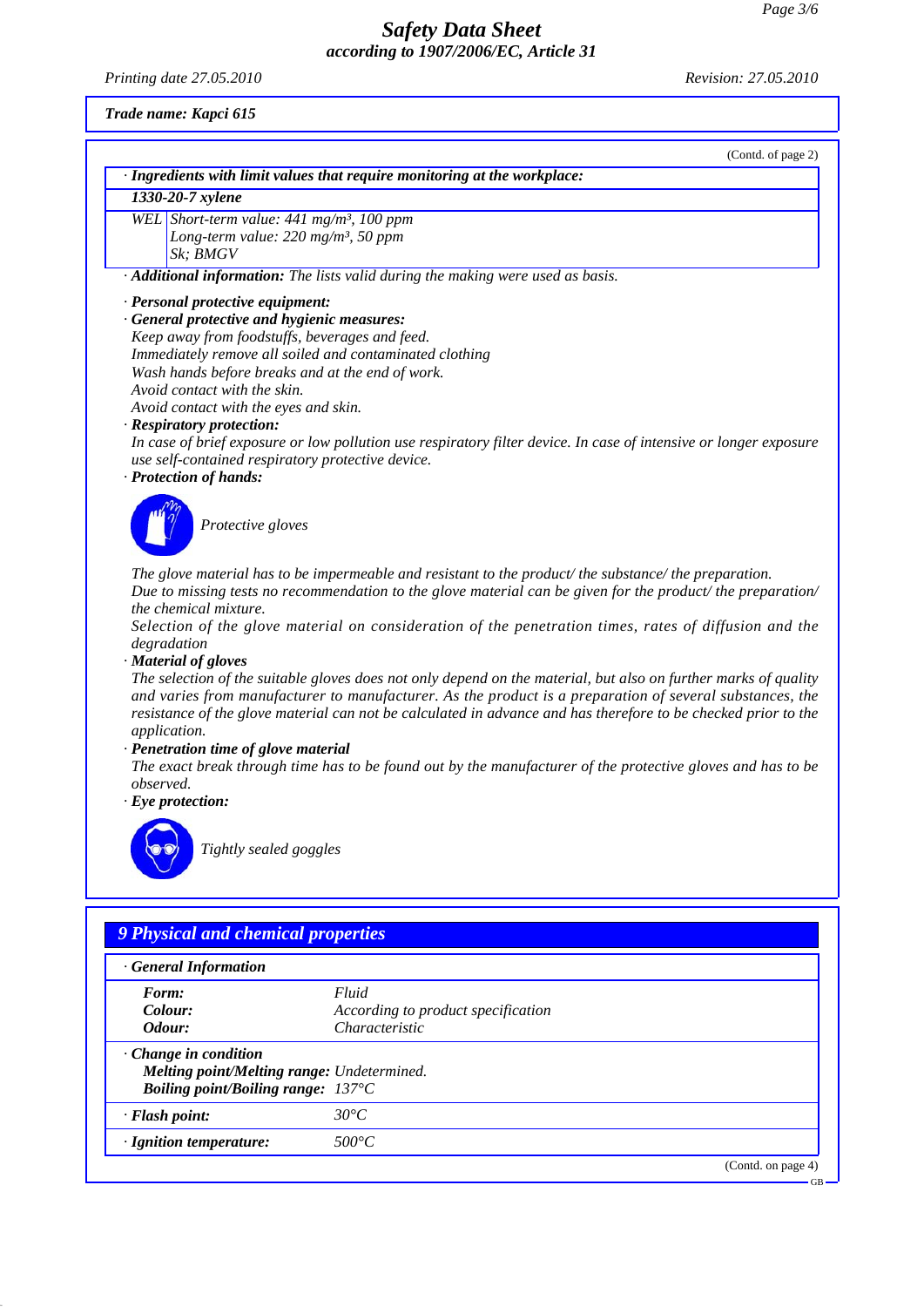**Trade name: Kapci 615**

(Contd. of page 2)

· **Ingredients with limit values that require monitoring at the workplace:**

**1330-20-7 xylene**

| | |
|---|---|
| WEL | Short-term value: 441 mg/m³, 100 ppm<br>Long-term value: 220 mg/m³, 50 ppm<br>Sk; BMGV |

· **Additional information:** The lists valid during the making were used as basis.

· **Personal protective equipment:**

· **General protective and hygienic measures:**

Keep away from foodstuffs, beverages and feed.
Immediately remove all soiled and contaminated clothing
Wash hands before breaks and at the end of work.
Avoid contact with the skin.
Avoid contact with the eyes and skin.

· **Respiratory protection:**

In case of brief exposure or low pollution use respiratory filter device. In case of intensive or longer exposure use self-contained respiratory protective device.

· **Protection of hands:**

Protective gloves

The glove material has to be impermeable and resistant to the product/ the substance/ the preparation.
Due to missing tests no recommendation to the glove material can be given for the product/ the preparation/ the chemical mixture.
Selection of the glove material on consideration of the penetration times, rates of diffusion and the degradation

· **Material of gloves**

The selection of the suitable gloves does not only depend on the material, but also on further marks of quality and varies from manufacturer to manufacturer. As the product is a preparation of several substances, the resistance of the glove material can not be calculated in advance and has therefore to be checked prior to the application.

· **Penetration time of glove material**

The exact break through time has to be found out by the manufacturer of the protective gloves and has to be observed.

· **Eye protection:**

Tightly sealed goggles

## 9 Physical and chemical properties

· **General Information**

| | |
|---|---|
| **Form:** | Fluid |
| **Colour:** | According to product specification |
| **Odour:** | Characteristic |
| · **Change in condition** | |
| **Melting point/Melting range:** | Undetermined. |
| **Boiling point/Boiling range:** | 137°C |
| · **Flash point:** | 30°C |
| · **Ignition temperature:** | 500°C |

(Contd. on page 4)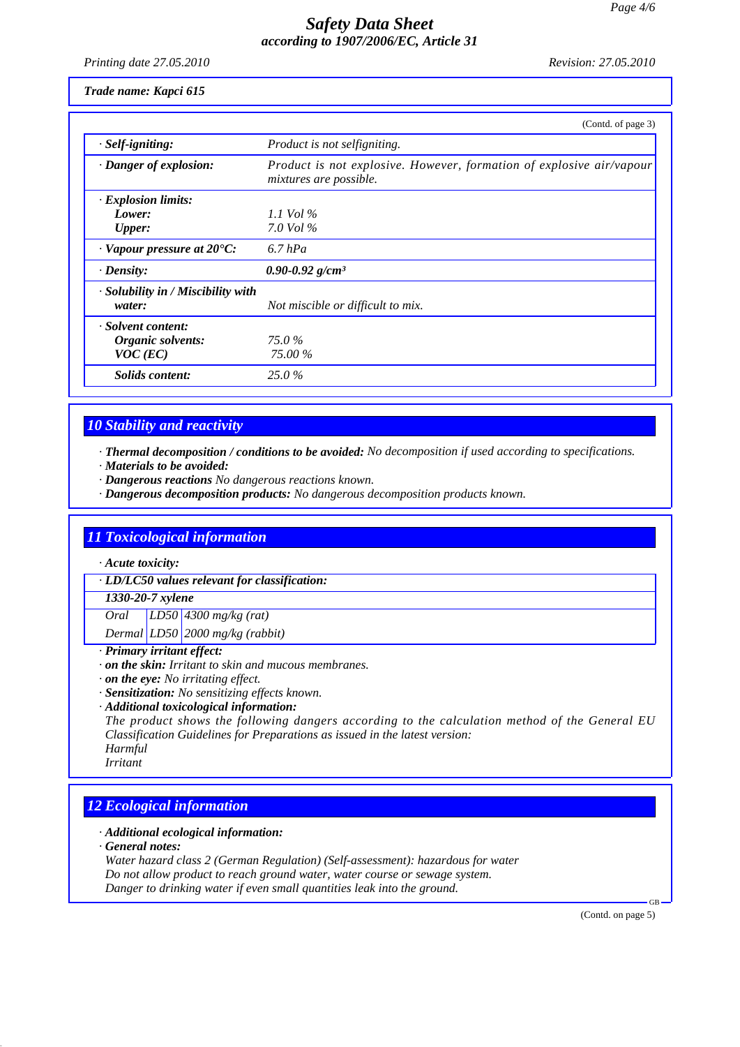**Trade name: Kapci 615**

(Contd. of page 3)

| | |
|---|---|
| · **Self-igniting:** | *Product is not selfigniting.* |
| · **Danger of explosion:** | *Product is not explosive. However, formation of explosive air/vapour mixtures are possible.* |
| · **Explosion limits:** | |
| **Lower:** | *1.1 Vol %* |
| **Upper:** | *7.0 Vol %* |
| · **Vapour pressure at 20°C:** | *6.7 hPa* |
| · **Density:** | ***0.90-0.92 g/cm³*** |
| · **Solubility in / Miscibility with water:** | *Not miscible or difficult to mix.* |
| · **Solvent content:** | |
| **Organic solvents:** | *75.0 %* |
| **VOC (EC)** | *75.00 %* |
| **Solids content:** | *25.0 %* |

## 10 Stability and reactivity

· ***Thermal decomposition / conditions to be avoided:*** *No decomposition if used according to specifications.*
· ***Materials to be avoided:***
· ***Dangerous reactions*** *No dangerous reactions known.*
· ***Dangerous decomposition products:*** *No dangerous decomposition products known.*

## 11 Toxicological information

· ***Acute toxicity:***

| · **LD/LC50 values relevant for classification:** | | |
|---|---|---|
| **1330-20-7 xylene** | | |
| *Oral* | *LD50* | *4300 mg/kg (rat)* |
| *Dermal* | *LD50* | *2000 mg/kg (rabbit)* |

· ***Primary irritant effect:***
· ***on the skin:*** *Irritant to skin and mucous membranes.*
· ***on the eye:*** *No irritating effect.*
· ***Sensitization:*** *No sensitizing effects known.*
· ***Additional toxicological information:***
*The product shows the following dangers according to the calculation method of the General EU Classification Guidelines for Preparations as issued in the latest version:*
*Harmful*
*Irritant*

## 12 Ecological information

· ***Additional ecological information:***
· ***General notes:***
*Water hazard class 2 (German Regulation) (Self-assessment): hazardous for water*
*Do not allow product to reach ground water, water course or sewage system.*
*Danger to drinking water if even small quantities leak into the ground.*

(Contd. on page 5)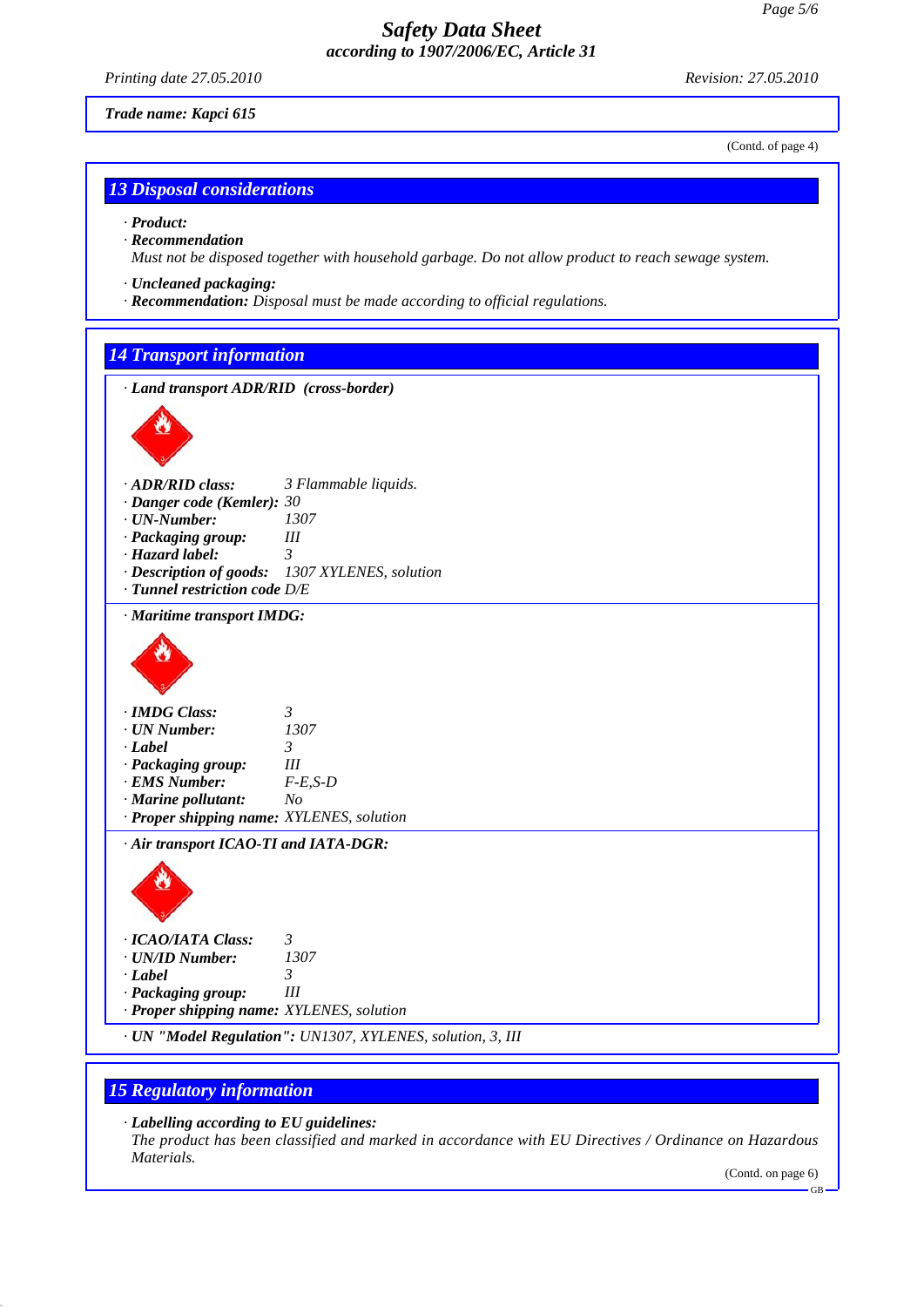Trade name: **Kapci 615**

(Contd. of page 4)

## 13 Disposal considerations

· **Product:**
· **Recommendation**
*Must not be disposed together with household garbage. Do not allow product to reach sewage system.*

· **Uncleaned packaging:**
· **Recommendation:** *Disposal must be made according to official regulations.*

## 14 Transport information

· **Land transport ADR/RID (cross-border)**

· **ADR/RID class:** 3 Flammable liquids.
· **Danger code (Kemler):** 30
· **UN-Number:** 1307
· **Packaging group:** III
· **Hazard label:** 3
· **Description of goods:** 1307 XYLENES, solution
· **Tunnel restriction code** D/E

· **Maritime transport IMDG:**

· **IMDG Class:** 3
· **UN Number:** 1307
· **Label** 3
· **Packaging group:** III
· **EMS Number:** F-E,S-D
· **Marine pollutant:** No
· **Proper shipping name:** XYLENES, solution

· **Air transport ICAO-TI and IATA-DGR:**

· **ICAO/IATA Class:** 3
· **UN/ID Number:** 1307
· **Label** 3
· **Packaging group:** III
· **Proper shipping name:** XYLENES, solution

· **UN "Model Regulation":** UN1307, XYLENES, solution, 3, III

## 15 Regulatory information

· **Labelling according to EU guidelines:**
*The product has been classified and marked in accordance with EU Directives / Ordinance on Hazardous Materials.*

(Contd. on page 6)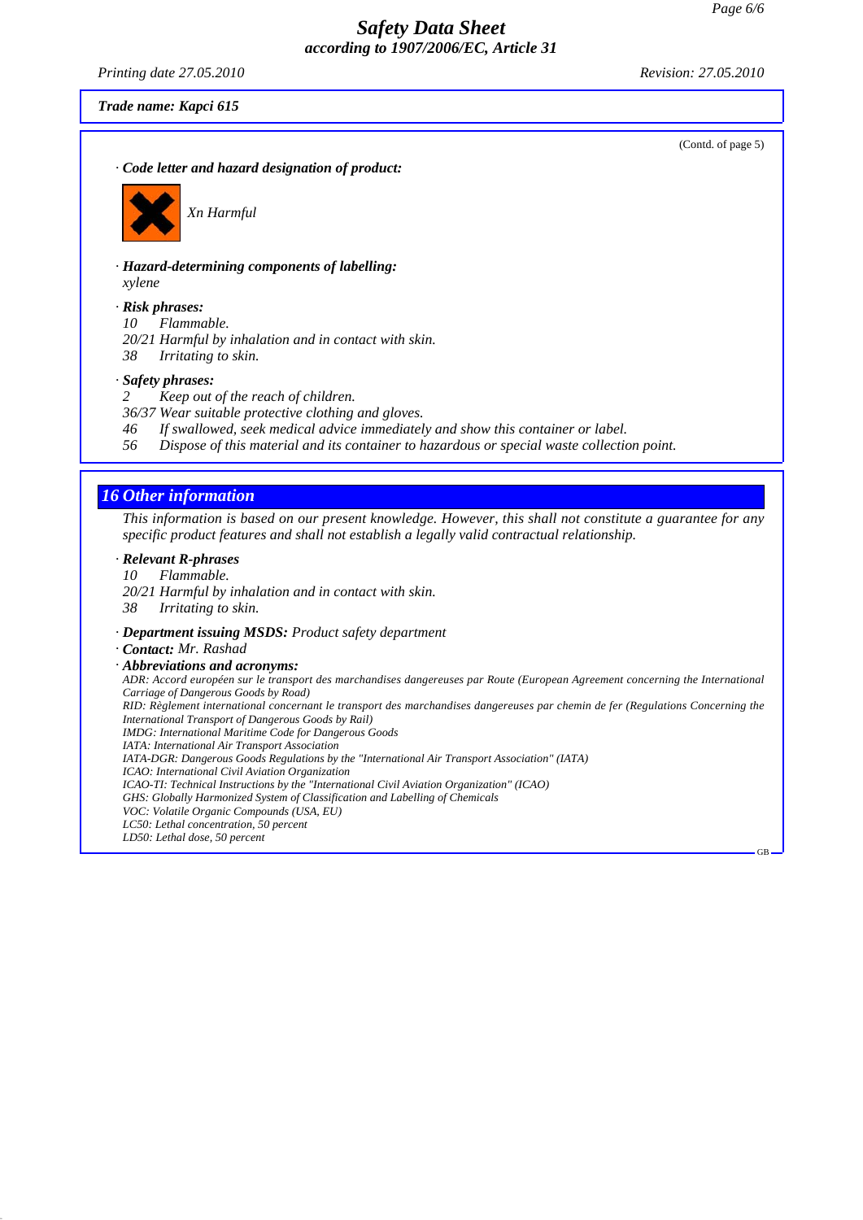*Trade name: Kapci 615*

(Contd. of page 5)

· ***Code letter and hazard designation of product:***

*Xn Harmful*

· ***Hazard-determining components of labelling:***
*xylene*

· ***Risk phrases:***
*10 Flammable.*
*20/21 Harmful by inhalation and in contact with skin.*
*38 Irritating to skin.*

· ***Safety phrases:***
*2 Keep out of the reach of children.*
*36/37 Wear suitable protective clothing and gloves.*
*46 If swallowed, seek medical advice immediately and show this container or label.*
*56 Dispose of this material and its container to hazardous or special waste collection point.*

## 16 Other information

*This information is based on our present knowledge. However, this shall not constitute a guarantee for any specific product features and shall not establish a legally valid contractual relationship.*

· ***Relevant R-phrases***
*10 Flammable.*
*20/21 Harmful by inhalation and in contact with skin.*
*38 Irritating to skin.*

· ***Department issuing MSDS:*** *Product safety department*
· ***Contact:*** *Mr. Rashad*
· ***Abbreviations and acronyms:***
*ADR: Accord européen sur le transport des marchandises dangereuses par Route (European Agreement concerning the International Carriage of Dangerous Goods by Road)*
*RID: Règlement international concernant le transport des marchandises dangereuses par chemin de fer (Regulations Concerning the International Transport of Dangerous Goods by Rail)*
*IMDG: International Maritime Code for Dangerous Goods*
*IATA: International Air Transport Association*
*IATA-DGR: Dangerous Goods Regulations by the "International Air Transport Association" (IATA)*
*ICAO: International Civil Aviation Organization*
*ICAO-TI: Technical Instructions by the "International Civil Aviation Organization" (ICAO)*
*GHS: Globally Harmonized System of Classification and Labelling of Chemicals*
*VOC: Volatile Organic Compounds (USA, EU)*
*LC50: Lethal concentration, 50 percent*
*LD50: Lethal dose, 50 percent*

GB